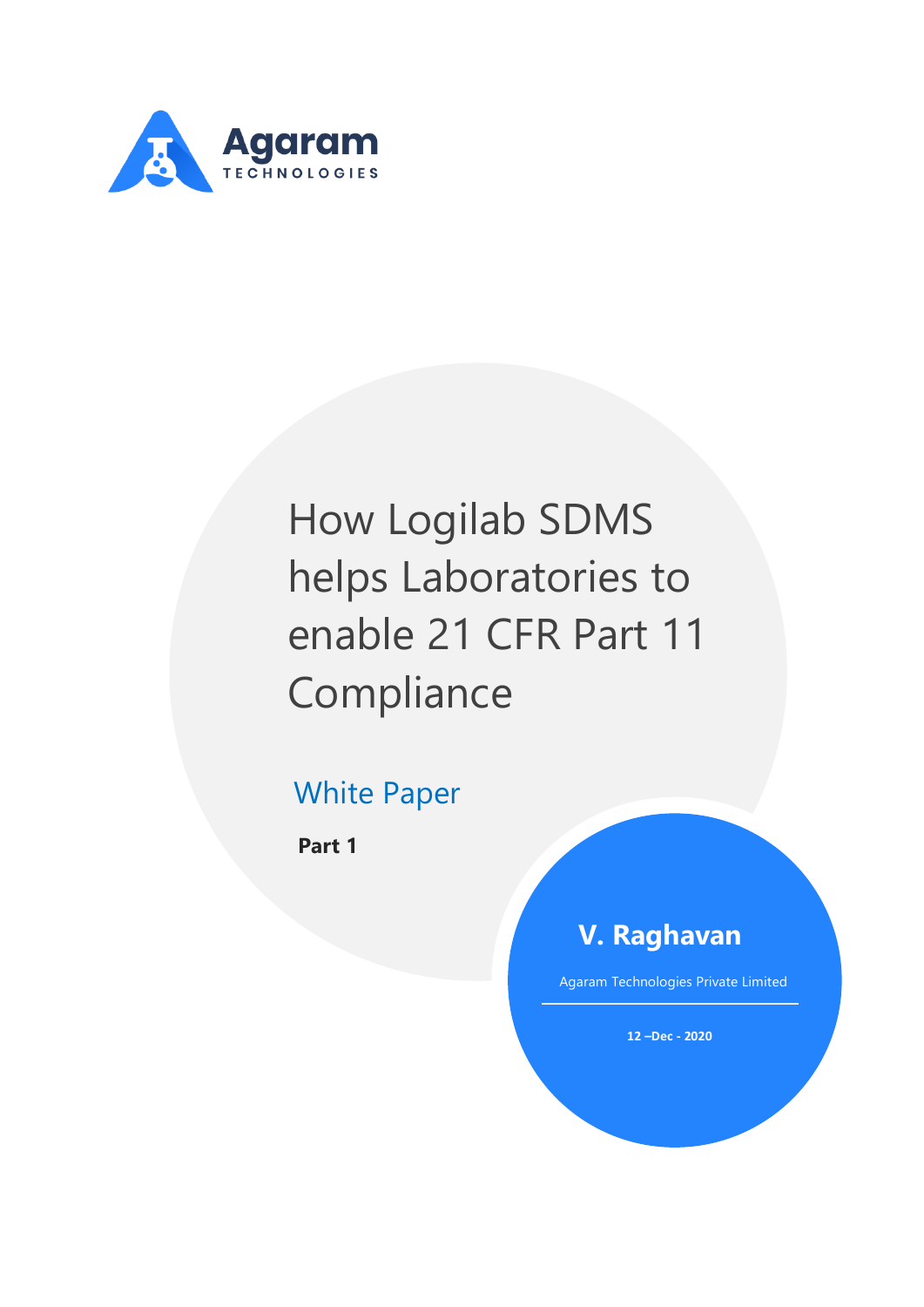Agaram
TECHNOLOGIES

# How Logilab SDMS helps Laboratories to enable 21 CFR Part 11 Compliance

## White Paper

**Part 1**

**V. Raghavan**

Agaram Technologies Private Limited

**12 –Dec - 2020**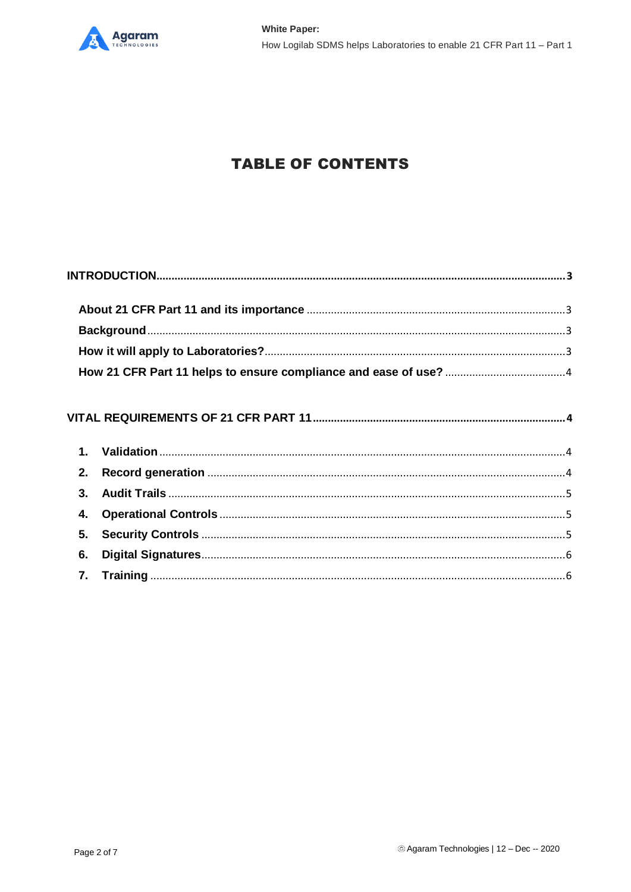# TABLE OF CONTENTS

**INTRODUCTION** .......... **3**

- **About 21 CFR Part 11 and its importance** .......... 3
- **Background** .......... 3
- **How it will apply to Laboratories?** .......... 3
- **How 21 CFR Part 11 helps to ensure compliance and ease of use?** .......... 4

**VITAL REQUIREMENTS OF 21 CFR PART 11** .......... **4**

1. **Validation** .......... 4
2. **Record generation** .......... 4
3. **Audit Trails** .......... 5
4. **Operational Controls** .......... 5
5. **Security Controls** .......... 5
6. **Digital Signatures** .......... 6
7. **Training** .......... 6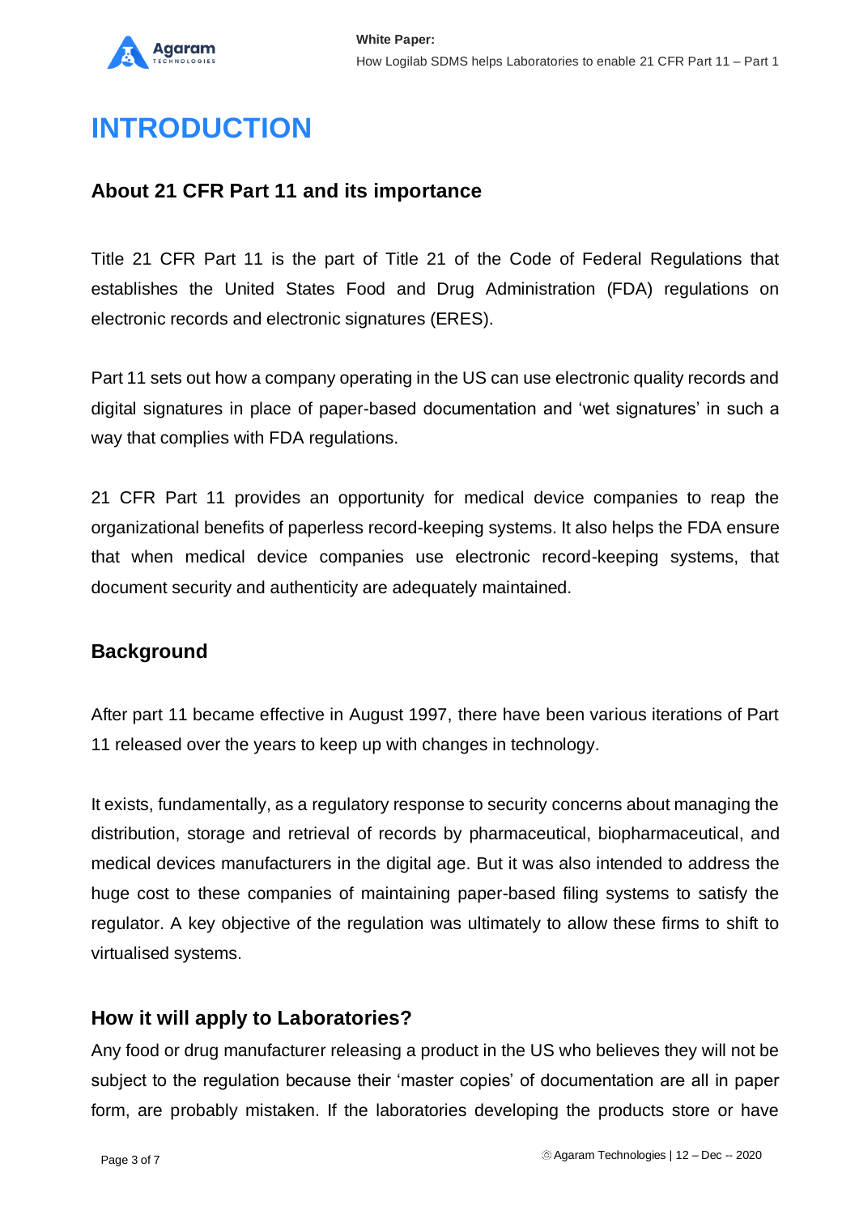# INTRODUCTION

## About 21 CFR Part 11 and its importance

Title 21 CFR Part 11 is the part of Title 21 of the Code of Federal Regulations that establishes the United States Food and Drug Administration (FDA) regulations on electronic records and electronic signatures (ERES).

Part 11 sets out how a company operating in the US can use electronic quality records and digital signatures in place of paper-based documentation and 'wet signatures' in such a way that complies with FDA regulations.

21 CFR Part 11 provides an opportunity for medical device companies to reap the organizational benefits of paperless record-keeping systems. It also helps the FDA ensure that when medical device companies use electronic record-keeping systems, that document security and authenticity are adequately maintained.

## Background

After part 11 became effective in August 1997, there have been various iterations of Part 11 released over the years to keep up with changes in technology.

It exists, fundamentally, as a regulatory response to security concerns about managing the distribution, storage and retrieval of records by pharmaceutical, biopharmaceutical, and medical devices manufacturers in the digital age. But it was also intended to address the huge cost to these companies of maintaining paper-based filing systems to satisfy the regulator. A key objective of the regulation was ultimately to allow these firms to shift to virtualised systems.

## How it will apply to Laboratories?

Any food or drug manufacturer releasing a product in the US who believes they will not be subject to the regulation because their 'master copies' of documentation are all in paper form, are probably mistaken. If the laboratories developing the products store or have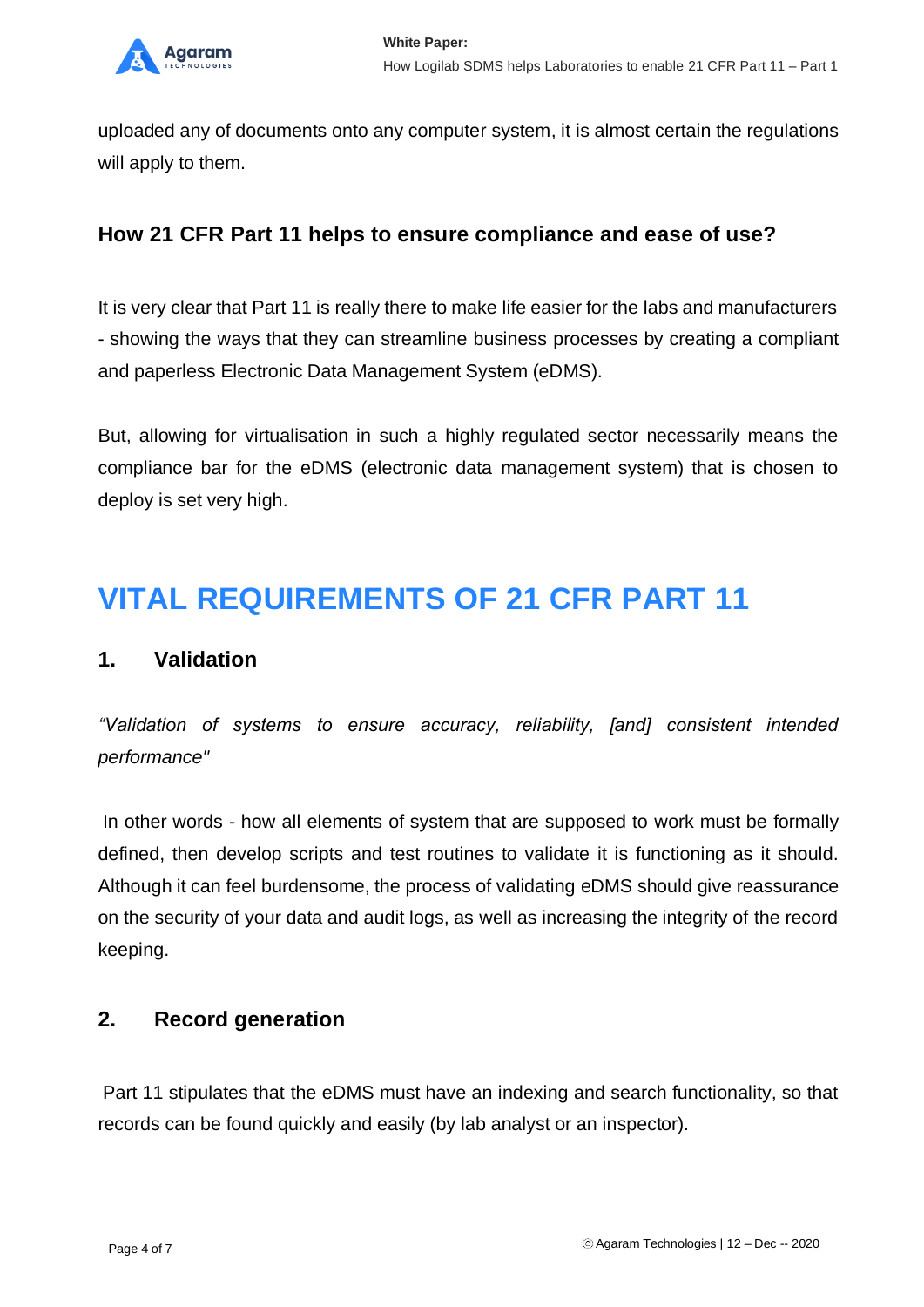uploaded any of documents onto any computer system, it is almost certain the regulations will apply to them.

### How 21 CFR Part 11 helps to ensure compliance and ease of use?

It is very clear that Part 11 is really there to make life easier for the labs and manufacturers - showing the ways that they can streamline business processes by creating a compliant and paperless Electronic Data Management System (eDMS).

But, allowing for virtualisation in such a highly regulated sector necessarily means the compliance bar for the eDMS (electronic data management system) that is chosen to deploy is set very high.

## VITAL REQUIREMENTS OF 21 CFR PART 11

### 1. Validation

*"Validation of systems to ensure accuracy, reliability, [and] consistent intended performance"*

In other words - how all elements of system that are supposed to work must be formally defined, then develop scripts and test routines to validate it is functioning as it should. Although it can feel burdensome, the process of validating eDMS should give reassurance on the security of your data and audit logs, as well as increasing the integrity of the record keeping.

### 2. Record generation

Part 11 stipulates that the eDMS must have an indexing and search functionality, so that records can be found quickly and easily (by lab analyst or an inspector).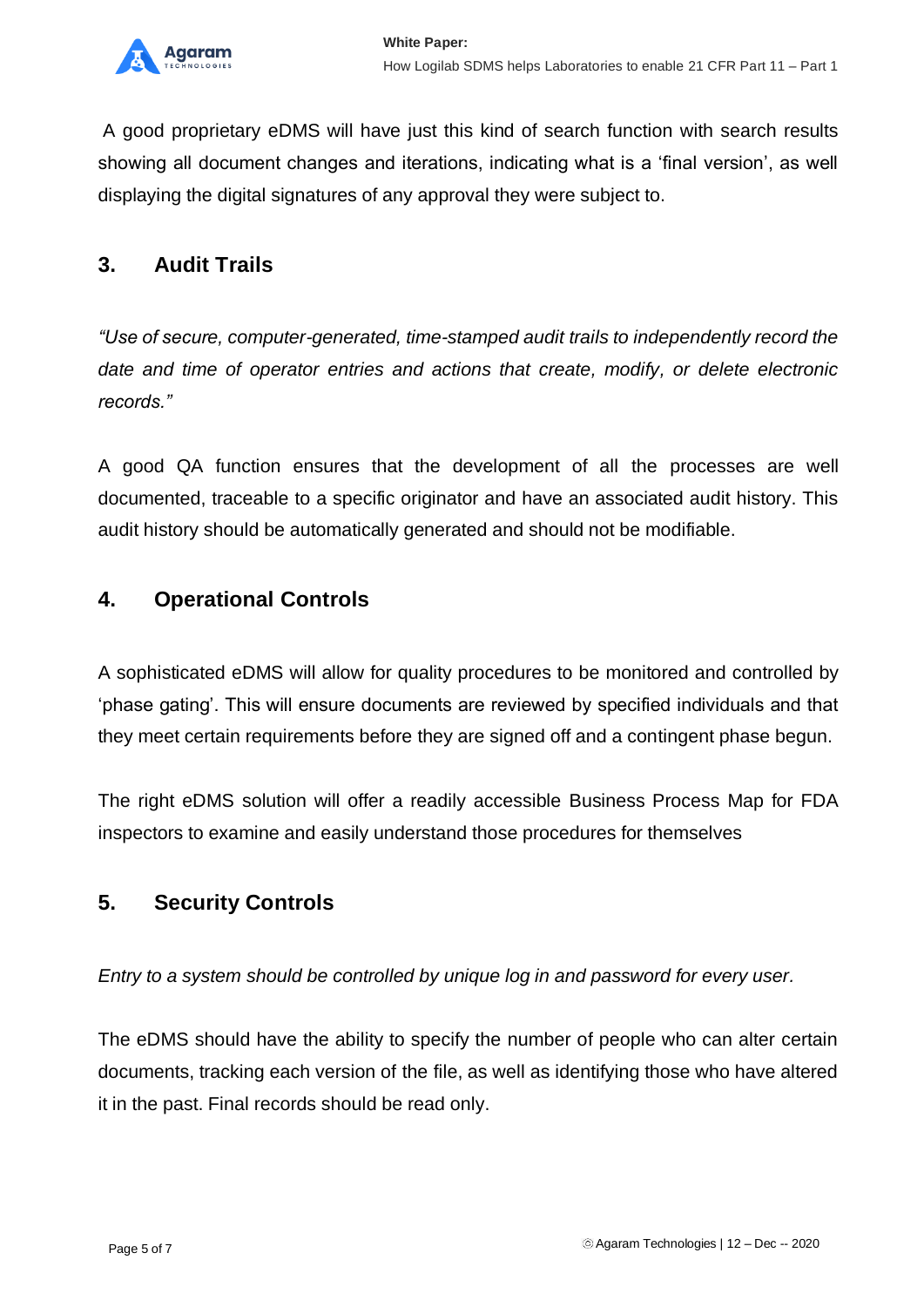A good proprietary eDMS will have just this kind of search function with search results showing all document changes and iterations, indicating what is a 'final version', as well displaying the digital signatures of any approval they were subject to.

## 3. Audit Trails

*"Use of secure, computer-generated, time-stamped audit trails to independently record the date and time of operator entries and actions that create, modify, or delete electronic records."*

A good QA function ensures that the development of all the processes are well documented, traceable to a specific originator and have an associated audit history. This audit history should be automatically generated and should not be modifiable.

## 4. Operational Controls

A sophisticated eDMS will allow for quality procedures to be monitored and controlled by 'phase gating'. This will ensure documents are reviewed by specified individuals and that they meet certain requirements before they are signed off and a contingent phase begun.

The right eDMS solution will offer a readily accessible Business Process Map for FDA inspectors to examine and easily understand those procedures for themselves

## 5. Security Controls

*Entry to a system should be controlled by unique log in and password for every user.*

The eDMS should have the ability to specify the number of people who can alter certain documents, tracking each version of the file, as well as identifying those who have altered it in the past. Final records should be read only.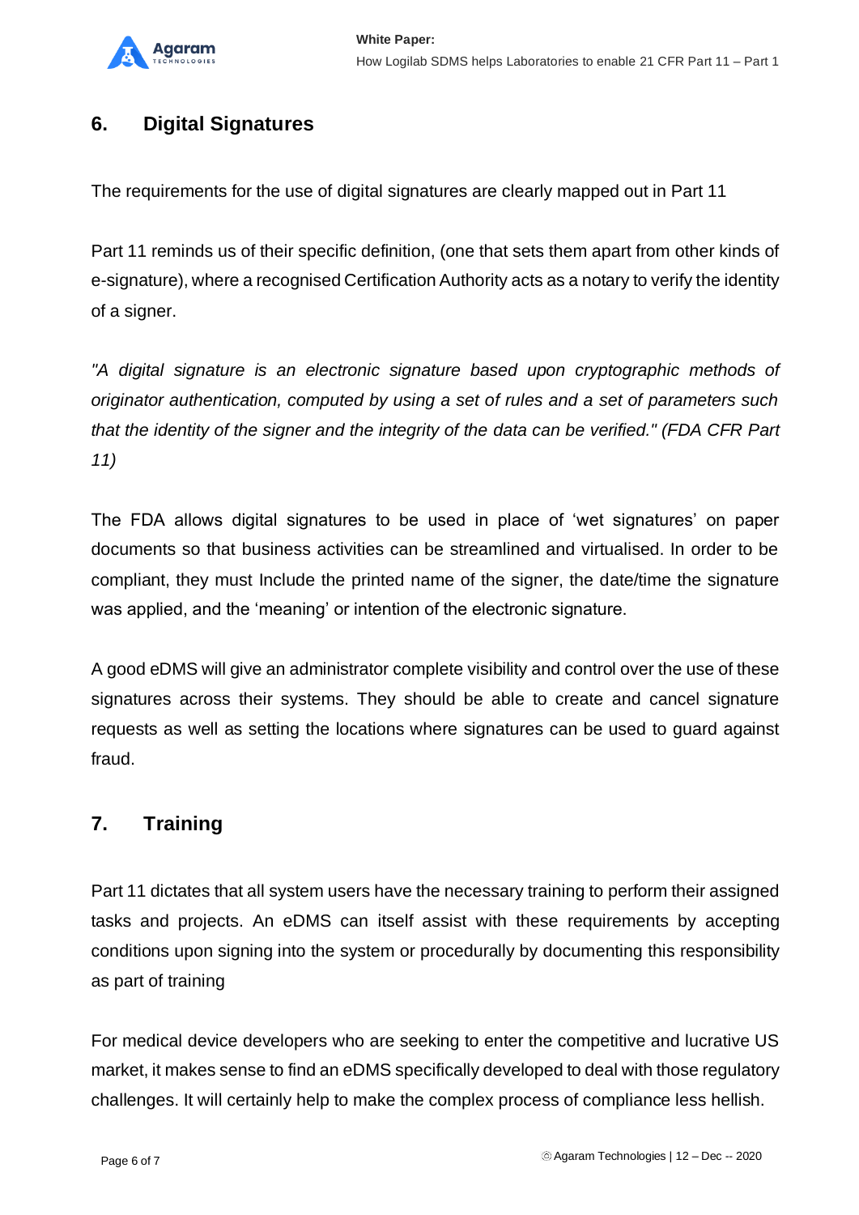## 6. Digital Signatures

The requirements for the use of digital signatures are clearly mapped out in Part 11

Part 11 reminds us of their specific definition, (one that sets them apart from other kinds of e-signature), where a recognised Certification Authority acts as a notary to verify the identity of a signer.

*"A digital signature is an electronic signature based upon cryptographic methods of originator authentication, computed by using a set of rules and a set of parameters such that the identity of the signer and the integrity of the data can be verified." (FDA CFR Part 11)*

The FDA allows digital signatures to be used in place of 'wet signatures' on paper documents so that business activities can be streamlined and virtualised. In order to be compliant, they must Include the printed name of the signer, the date/time the signature was applied, and the 'meaning' or intention of the electronic signature.

A good eDMS will give an administrator complete visibility and control over the use of these signatures across their systems. They should be able to create and cancel signature requests as well as setting the locations where signatures can be used to guard against fraud.

## 7. Training

Part 11 dictates that all system users have the necessary training to perform their assigned tasks and projects. An eDMS can itself assist with these requirements by accepting conditions upon signing into the system or procedurally by documenting this responsibility as part of training

For medical device developers who are seeking to enter the competitive and lucrative US market, it makes sense to find an eDMS specifically developed to deal with those regulatory challenges. It will certainly help to make the complex process of compliance less hellish.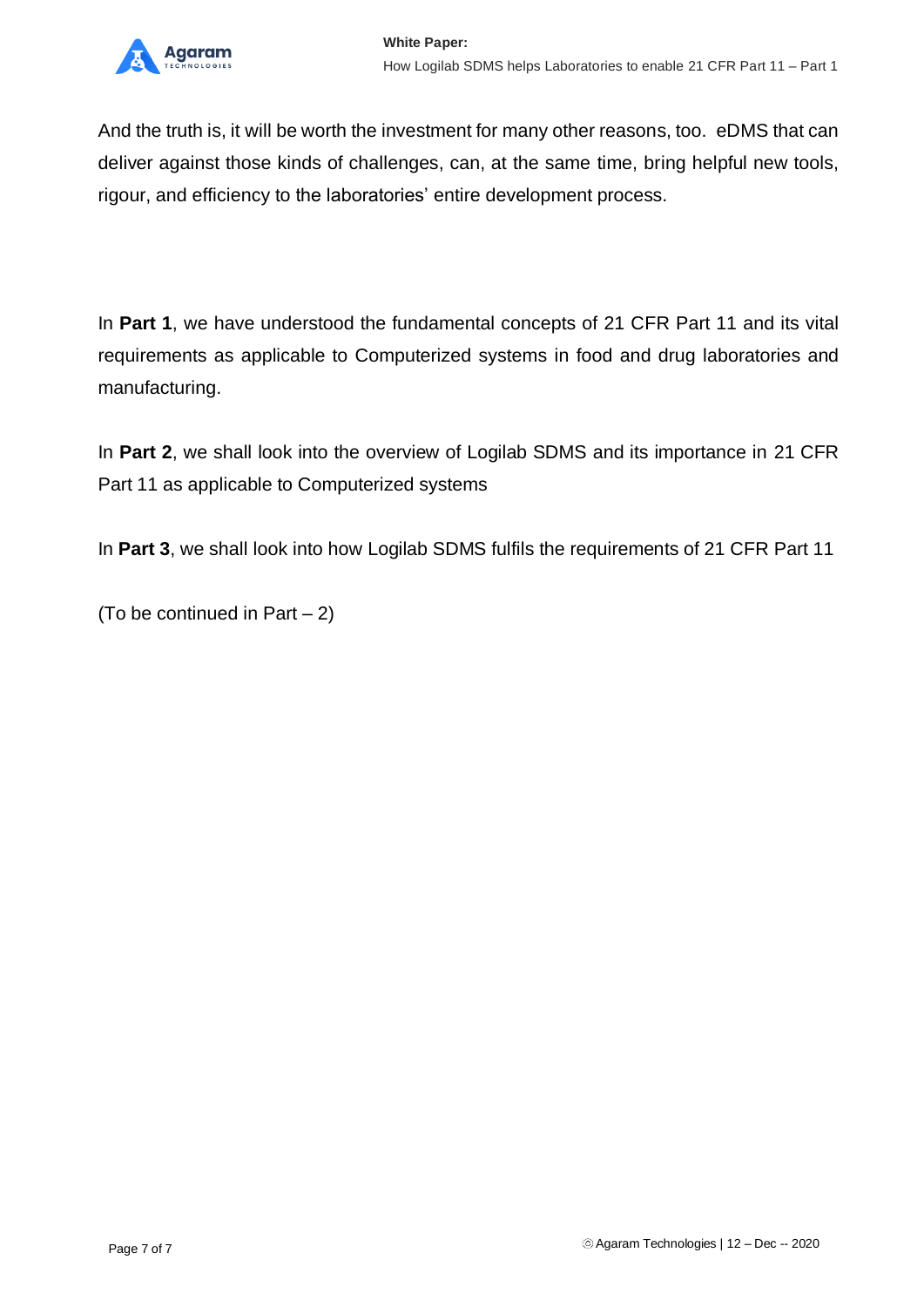And the truth is, it will be worth the investment for many other reasons, too. eDMS that can deliver against those kinds of challenges, can, at the same time, bring helpful new tools, rigour, and efficiency to the laboratories' entire development process.

In **Part 1**, we have understood the fundamental concepts of 21 CFR Part 11 and its vital requirements as applicable to Computerized systems in food and drug laboratories and manufacturing.

In **Part 2**, we shall look into the overview of Logilab SDMS and its importance in 21 CFR Part 11 as applicable to Computerized systems

In **Part 3**, we shall look into how Logilab SDMS fulfils the requirements of 21 CFR Part 11

(To be continued in Part – 2)